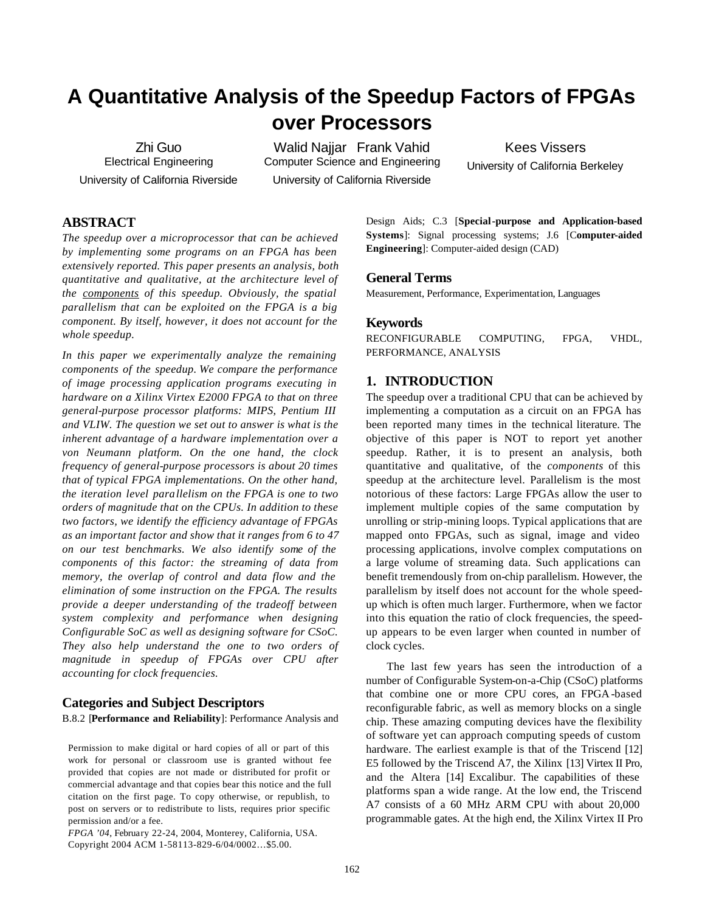# A Quantitative Analysis of the Speedup Factors of FPGAs over Processors

Zhi Guo
Electrical Engineering
University of California Riverside

Walid Najjar Frank Vahid
Computer Science and Engineering
University of California Riverside

Kees Vissers
University of California Berkeley

## ABSTRACT

*The speedup over a microprocessor that can be achieved by implementing some programs on an FPGA has been extensively reported. This paper presents an analysis, both quantitative and qualitative, at the architecture level of the* components *of this speedup. Obviously, the spatial parallelism that can be exploited on the FPGA is a big component. By itself, however, it does not account for the whole speedup.*

*In this paper we experimentally analyze the remaining components of the speedup. We compare the performance of image processing application programs executing in hardware on a Xilinx Virtex E2000 FPGA to that on three general-purpose processor platforms: MIPS, Pentium III and VLIW. The question we set out to answer is what is the inherent advantage of a hardware implementation over a von Neumann platform. On the one hand, the clock frequency of general-purpose processors is about 20 times that of typical FPGA implementations. On the other hand, the iteration level parallelism on the FPGA is one to two orders of magnitude that on the CPUs. In addition to these two factors, we identify the efficiency advantage of FPGAs as an important factor and show that it ranges from 6 to 47 on our test benchmarks. We also identify some of the components of this factor: the streaming of data from memory, the overlap of control and data flow and the elimination of some instruction on the FPGA. The results provide a deeper understanding of the tradeoff between system complexity and performance when designing Configurable SoC as well as designing software for CSoC. They also help understand the one to two orders of magnitude in speedup of FPGAs over CPU after accounting for clock frequencies.*

## Categories and Subject Descriptors

B.8.2 [**Performance and Reliability**]: Performance Analysis and Design Aids; C.3 [**Special-purpose and Application-based Systems**]: Signal processing systems; J.6 [C**omputer-aided Engineering**]: Computer-aided design (CAD)

## General Terms

Measurement, Performance, Experimentation, Languages

## Keywords

RECONFIGURABLE COMPUTING, FPGA, VHDL, PERFORMANCE, ANALYSIS

Permission to make digital or hard copies of all or part of this work for personal or classroom use is granted without fee provided that copies are not made or distributed for profit or commercial advantage and that copies bear this notice and the full citation on the first page. To copy otherwise, or republish, to post on servers or to redistribute to lists, requires prior specific permission and/or a fee.
*FPGA '04*, February 22-24, 2004, Monterey, California, USA.
Copyright 2004 ACM 1-58113-829-6/04/0002…$5.00.

## 1. INTRODUCTION

The speedup over a traditional CPU that can be achieved by implementing a computation as a circuit on an FPGA has been reported many times in the technical literature. The objective of this paper is NOT to report yet another speedup. Rather, it is to present an analysis, both quantitative and qualitative, of the *components* of this speedup at the architecture level. Parallelism is the most notorious of these factors: Large FPGAs allow the user to implement multiple copies of the same computation by unrolling or strip-mining loops. Typical applications that are mapped onto FPGAs, such as signal, image and video processing applications, involve complex computations on a large volume of streaming data. Such applications can benefit tremendously from on-chip parallelism. However, the parallelism by itself does not account for the whole speed-up which is often much larger. Furthermore, when we factor into this equation the ratio of clock frequencies, the speed-up appears to be even larger when counted in number of clock cycles.

The last few years has seen the introduction of a number of Configurable System-on-a-Chip (CSoC) platforms that combine one or more CPU cores, an FPGA-based reconfigurable fabric, as well as memory blocks on a single chip. These amazing computing devices have the flexibility of software yet can approach computing speeds of custom hardware. The earliest example is that of the Triscend [12] E5 followed by the Triscend A7, the Xilinx [13] Virtex II Pro, and the Altera [14] Excalibur. The capabilities of these platforms span a wide range. At the low end, the Triscend A7 consists of a 60 MHz ARM CPU with about 20,000 programmable gates. At the high end, the Xilinx Virtex II Pro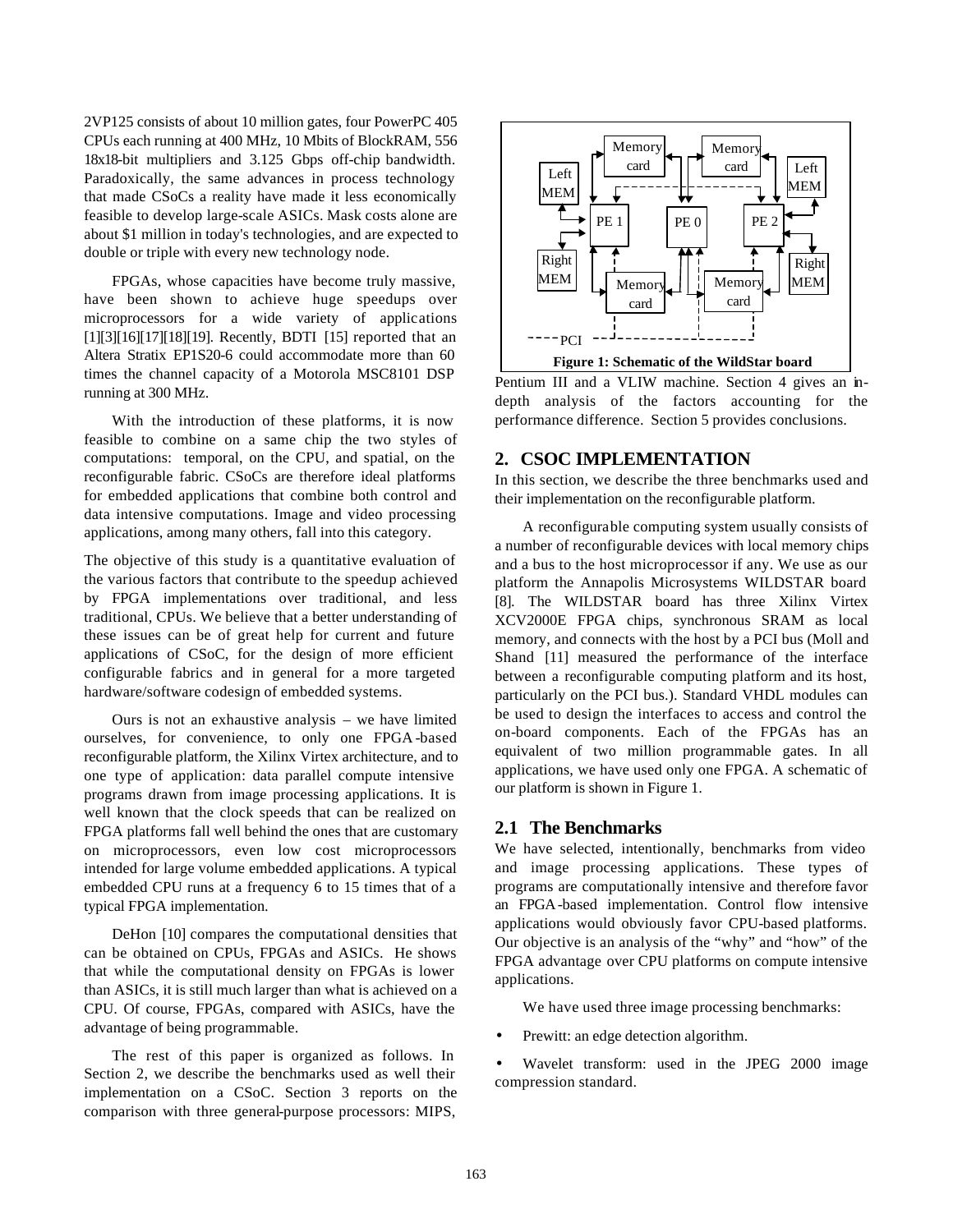2VP125 consists of about 10 million gates, four PowerPC 405 CPUs each running at 400 MHz, 10 Mbits of BlockRAM, 556 18x18-bit multipliers and 3.125 Gbps off-chip bandwidth. Paradoxically, the same advances in process technology that made CSoCs a reality have made it less economically feasible to develop large-scale ASICs. Mask costs alone are about $1 million in today's technologies, and are expected to double or triple with every new technology node.

FPGAs, whose capacities have become truly massive, have been shown to achieve huge speedups over microprocessors for a wide variety of applications [1][3][16][17][18][19]. Recently, BDTI [15] reported that an Altera Stratix EP1S20-6 could accommodate more than 60 times the channel capacity of a Motorola MSC8101 DSP running at 300 MHz.

With the introduction of these platforms, it is now feasible to combine on a same chip the two styles of computations: temporal, on the CPU, and spatial, on the reconfigurable fabric. CSoCs are therefore ideal platforms for embedded applications that combine both control and data intensive computations. Image and video processing applications, among many others, fall into this category.

The objective of this study is a quantitative evaluation of the various factors that contribute to the speedup achieved by FPGA implementations over traditional, and less traditional, CPUs. We believe that a better understanding of these issues can be of great help for current and future applications of CSoC, for the design of more efficient configurable fabrics and in general for a more targeted hardware/software codesign of embedded systems.

Ours is not an exhaustive analysis – we have limited ourselves, for convenience, to only one FPGA-based reconfigurable platform, the Xilinx Virtex architecture, and to one type of application: data parallel compute intensive programs drawn from image processing applications. It is well known that the clock speeds that can be realized on FPGA platforms fall well behind the ones that are customary on microprocessors, even low cost microprocessors intended for large volume embedded applications. A typical embedded CPU runs at a frequency 6 to 15 times that of a typical FPGA implementation.

DeHon [10] compares the computational densities that can be obtained on CPUs, FPGAs and ASICs. He shows that while the computational density on FPGAs is lower than ASICs, it is still much larger than what is achieved on a CPU. Of course, FPGAs, compared with ASICs, have the advantage of being programmable.

The rest of this paper is organized as follows. In Section 2, we describe the benchmarks used as well their implementation on a CSoC. Section 3 reports on the comparison with three general-purpose processors: MIPS, Pentium III and a VLIW machine. Section 4 gives an in-depth analysis of the factors accounting for the performance difference. Section 5 provides conclusions.

**Figure 1: Schematic of the WildStar board**

## 2. CSOC IMPLEMENTATION

In this section, we describe the three benchmarks used and their implementation on the reconfigurable platform.

A reconfigurable computing system usually consists of a number of reconfigurable devices with local memory chips and a bus to the host microprocessor if any. We use as our platform the Annapolis Microsystems WILDSTAR board [8]. The WILDSTAR board has three Xilinx Virtex XCV2000E FPGA chips, synchronous SRAM as local memory, and connects with the host by a PCI bus (Moll and Shand [11] measured the performance of the interface between a reconfigurable computing platform and its host, particularly on the PCI bus.). Standard VHDL modules can be used to design the interfaces to access and control the on-board components. Each of the FPGAs has an equivalent of two million programmable gates. In all applications, we have used only one FPGA. A schematic of our platform is shown in Figure 1.

### 2.1 The Benchmarks

We have selected, intentionally, benchmarks from video and image processing applications. These types of programs are computationally intensive and therefore favor an FPGA-based implementation. Control flow intensive applications would obviously favor CPU-based platforms. Our objective is an analysis of the "why" and "how" of the FPGA advantage over CPU platforms on compute intensive applications.

We have used three image processing benchmarks:

- Prewitt: an edge detection algorithm.
- Wavelet transform: used in the JPEG 2000 image compression standard.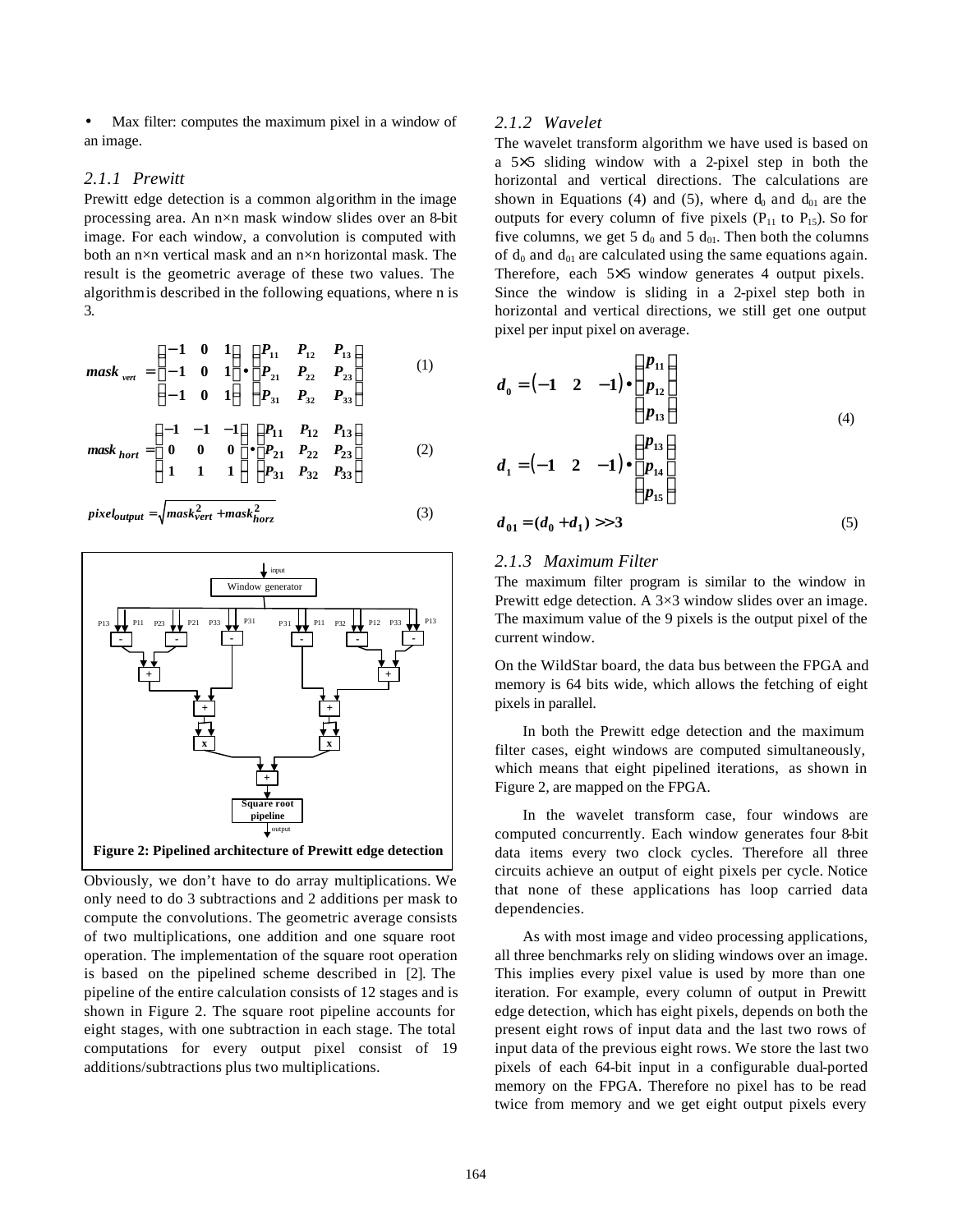- Max filter: computes the maximum pixel in a window of an image.

### 2.1.1 Prewitt

Prewitt edge detection is a common algorithm in the image processing area. An n×n mask window slides over an 8-bit image. For each window, a convolution is computed with both an n×n vertical mask and an n×n horizontal mask. The result is the geometric average of these two values. The algorithm is described in the following equations, where n is 3.

$$mask_{vert} = \begin{pmatrix} -1 & 0 & 1 \\ -1 & 0 & 1 \\ -1 & 0 & 1 \end{pmatrix} \bullet \begin{pmatrix} P_{11} & P_{12} & P_{13} \\ P_{21} & P_{22} & P_{23} \\ P_{31} & P_{32} & P_{33} \end{pmatrix} \quad (1)$$

$$mask_{hort} = \begin{pmatrix} -1 & -1 & -1 \\ 0 & 0 & 0 \\ 1 & 1 & 1 \end{pmatrix} \bullet \begin{pmatrix} P_{11} & P_{12} & P_{13} \\ P_{21} & P_{22} & P_{23} \\ P_{31} & P_{32} & P_{33} \end{pmatrix} \quad (2)$$

$$pixel_{output} = \sqrt{mask_{vert}^2 + mask_{horz}^2} \quad (3)$$

**Figure 2: Pipelined architecture of Prewitt edge detection**

Obviously, we don't have to do array multiplications. We only need to do 3 subtractions and 2 additions per mask to compute the convolutions. The geometric average consists of two multiplications, one addition and one square root operation. The implementation of the square root operation is based on the pipelined scheme described in [2]. The pipeline of the entire calculation consists of 12 stages and is shown in Figure 2. The square root pipeline accounts for eight stages, with one subtraction in each stage. The total computations for every output pixel consist of 19 additions/subtractions plus two multiplications.

### 2.1.2 Wavelet

The wavelet transform algorithm we have used is based on a 5×5 sliding window with a 2-pixel step in both the horizontal and vertical directions. The calculations are shown in Equations (4) and (5), where $d_0$ and $d_{01}$ are the outputs for every column of five pixels ($P_{11}$ to $P_{15}$). So for five columns, we get 5 $d_0$ and 5 $d_{01}$. Then both the columns of $d_0$ and $d_{01}$ are calculated using the same equations again. Therefore, each 5×5 window generates 4 output pixels. Since the window is sliding in a 2-pixel step both in horizontal and vertical directions, we still get one output pixel per input pixel on average.

$$d_0 = \begin{pmatrix} -1 & 2 & -1 \end{pmatrix} \bullet \begin{pmatrix} p_{11} \\ p_{12} \\ p_{13} \end{pmatrix}$$

$$d_1 = \begin{pmatrix} -1 & 2 & -1 \end{pmatrix} \bullet \begin{pmatrix} p_{13} \\ p_{14} \\ p_{15} \end{pmatrix} \quad (4)$$

$$d_{01} = (d_0 + d_1) >> 3 \quad (5)$$

### 2.1.3 Maximum Filter

The maximum filter program is similar to the window in Prewitt edge detection. A 3×3 window slides over an image. The maximum value of the 9 pixels is the output pixel of the current window.

On the WildStar board, the data bus between the FPGA and memory is 64 bits wide, which allows the fetching of eight pixels in parallel.

In both the Prewitt edge detection and the maximum filter cases, eight windows are computed simultaneously, which means that eight pipelined iterations, as shown in Figure 2, are mapped on the FPGA.

In the wavelet transform case, four windows are computed concurrently. Each window generates four 8-bit data items every two clock cycles. Therefore all three circuits achieve an output of eight pixels per cycle. Notice that none of these applications has loop carried data dependencies.

As with most image and video processing applications, all three benchmarks rely on sliding windows over an image. This implies every pixel value is used by more than one iteration. For example, every column of output in Prewitt edge detection, which has eight pixels, depends on both the present eight rows of input data and the last two rows of input data of the previous eight rows. We store the last two pixels of each 64-bit input in a configurable dual-ported memory on the FPGA. Therefore no pixel has to be read twice from memory and we get eight output pixels every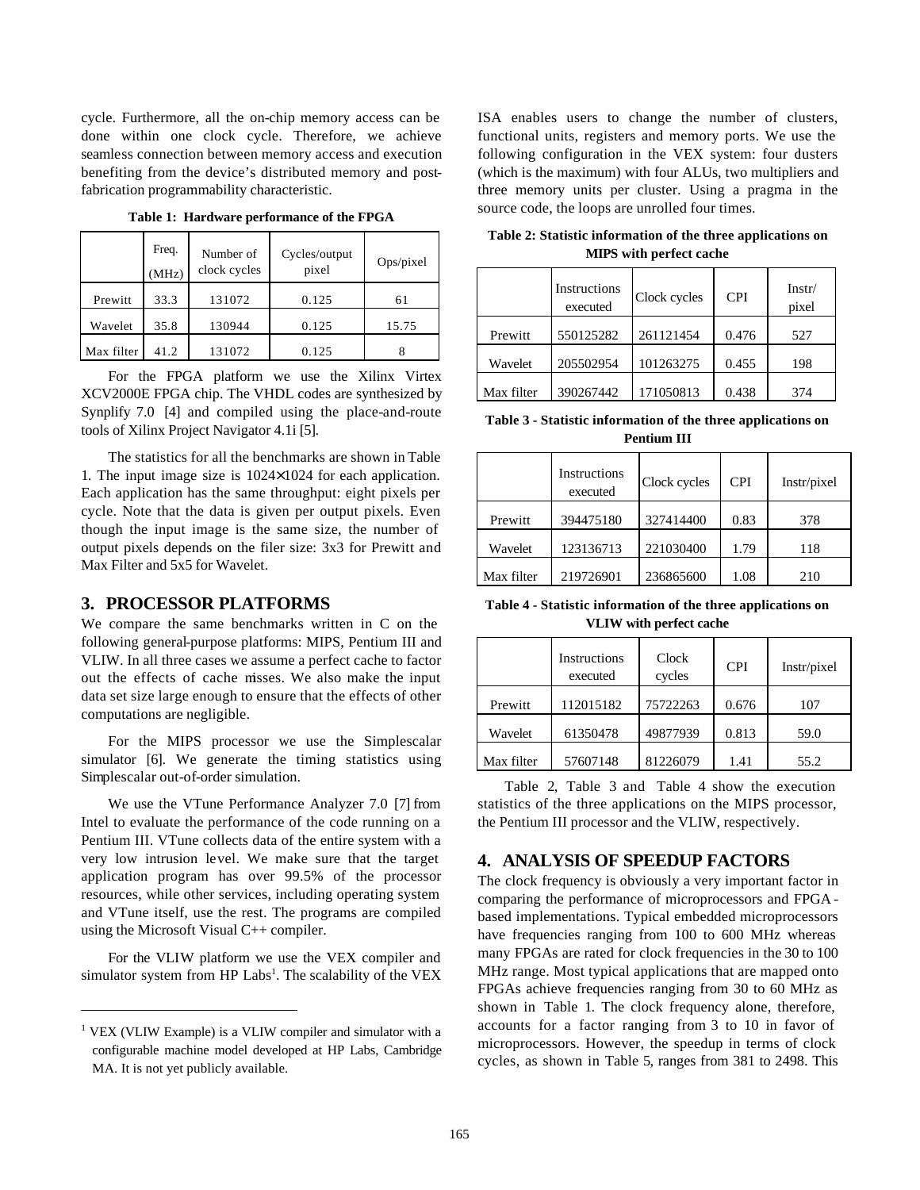cycle. Furthermore, all the on-chip memory access can be done within one clock cycle. Therefore, we achieve seamless connection between memory access and execution benefiting from the device's distributed memory and post-fabrication programmability characteristic.

**Table 1: Hardware performance of the FPGA**

| | Freq. (MHz) | Number of clock cycles | Cycles/output pixel | Ops/pixel |
|---|---|---|---|---|
| Prewitt | 33.3 | 131072 | 0.125 | 61 |
| Wavelet | 35.8 | 130944 | 0.125 | 15.75 |
| Max filter | 41.2 | 131072 | 0.125 | 8 |

For the FPGA platform we use the Xilinx Virtex XCV2000E FPGA chip. The VHDL codes are synthesized by Synplify 7.0 [4] and compiled using the place-and-route tools of Xilinx Project Navigator 4.1i [5].

The statistics for all the benchmarks are shown in Table 1. The input image size is 1024×1024 for each application. Each application has the same throughput: eight pixels per cycle. Note that the data is given per output pixels. Even though the input image is the same size, the number of output pixels depends on the filer size: 3x3 for Prewitt and Max Filter and 5x5 for Wavelet.

## 3. PROCESSOR PLATFORMS

We compare the same benchmarks written in C on the following general-purpose platforms: MIPS, Pentium III and VLIW. In all three cases we assume a perfect cache to factor out the effects of cache misses. We also make the input data set size large enough to ensure that the effects of other computations are negligible.

For the MIPS processor we use the Simplescalar simulator [6]. We generate the timing statistics using Simplescalar out-of-order simulation.

We use the VTune Performance Analyzer 7.0 [7] from Intel to evaluate the performance of the code running on a Pentium III. VTune collects data of the entire system with a very low intrusion level. We make sure that the target application program has over 99.5% of the processor resources, while other services, including operating system and VTune itself, use the rest. The programs are compiled using the Microsoft Visual C++ compiler.

For the VLIW platform we use the VEX compiler and simulator system from HP Labs[1]. The scalability of the VEX ISA enables users to change the number of clusters, functional units, registers and memory ports. We use the following configuration in the VEX system: four dusters (which is the maximum) with four ALUs, two multipliers and three memory units per cluster. Using a pragma in the source code, the loops are unrolled four times.

[1] VEX (VLIW Example) is a VLIW compiler and simulator with a configurable machine model developed at HP Labs, Cambridge MA. It is not yet publicly available.

**Table 2: Statistic information of the three applications on MIPS with perfect cache**

| | Instructions executed | Clock cycles | CPI | Instr/ pixel |
|---|---|---|---|---|
| Prewitt | 550125282 | 261121454 | 0.476 | 527 |
| Wavelet | 205502954 | 101263275 | 0.455 | 198 |
| Max filter | 390267442 | 171050813 | 0.438 | 374 |

**Table 3 - Statistic information of the three applications on Pentium III**

| | Instructions executed | Clock cycles | CPI | Instr/pixel |
|---|---|---|---|---|
| Prewitt | 394475180 | 327414400 | 0.83 | 378 |
| Wavelet | 123136713 | 221030400 | 1.79 | 118 |
| Max filter | 219726901 | 236865600 | 1.08 | 210 |

**Table 4 - Statistic information of the three applications on VLIW with perfect cache**

| | Instructions executed | Clock cycles | CPI | Instr/pixel |
|---|---|---|---|---|
| Prewitt | 112015182 | 75722263 | 0.676 | 107 |
| Wavelet | 61350478 | 49877939 | 0.813 | 59.0 |
| Max filter | 57607148 | 81226079 | 1.41 | 55.2 |

Table 2, Table 3 and Table 4 show the execution statistics of the three applications on the MIPS processor, the Pentium III processor and the VLIW, respectively.

## 4. ANALYSIS OF SPEEDUP FACTORS

The clock frequency is obviously a very important factor in comparing the performance of microprocessors and FPGA-based implementations. Typical embedded microprocessors have frequencies ranging from 100 to 600 MHz whereas many FPGAs are rated for clock frequencies in the 30 to 100 MHz range. Most typical applications that are mapped onto FPGAs achieve frequencies ranging from 30 to 60 MHz as shown in Table 1. The clock frequency alone, therefore, accounts for a factor ranging from 3 to 10 in favor of microprocessors. However, the speedup in terms of clock cycles, as shown in Table 5, ranges from 381 to 2498. This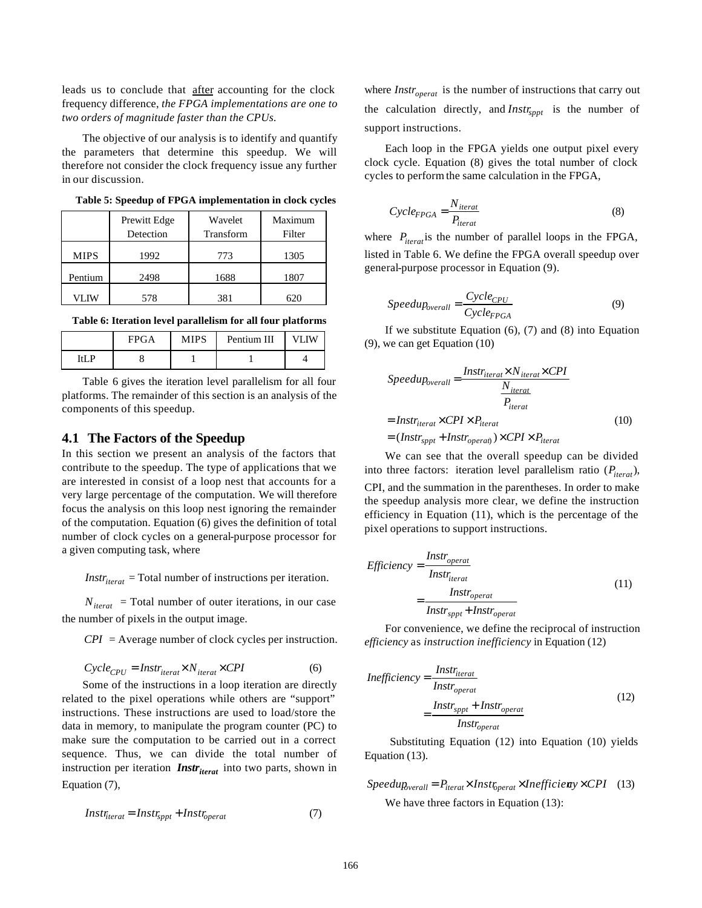leads us to conclude that after accounting for the clock frequency difference, *the FPGA implementations are one to two orders of magnitude faster than the CPUs.*

The objective of our analysis is to identify and quantify the parameters that determine this speedup. We will therefore not consider the clock frequency issue any further in our discussion.

**Table 5: Speedup of FPGA implementation in clock cycles**

| | Prewitt Edge Detection | Wavelet Transform | Maximum Filter |
|---|---|---|---|
| MIPS | 1992 | 773 | 1305 |
| Pentium | 2498 | 1688 | 1807 |
| VLIW | 578 | 381 | 620 |

**Table 6: Iteration level parallelism for all four platforms**

| | FPGA | MIPS | Pentium III | VLIW |
|---|---|---|---|---|
| ItLP | 8 | 1 | 1 | 4 |

Table 6 gives the iteration level parallelism for all four platforms. The remainder of this section is an analysis of the components of this speedup.

## 4.1 The Factors of the Speedup

In this section we present an analysis of the factors that contribute to the speedup. The type of applications that we are interested in consist of a loop nest that accounts for a very large percentage of the computation. We will therefore focus the analysis on this loop nest ignoring the remainder of the computation. Equation (6) gives the definition of total number of clock cycles on a general-purpose processor for a given computing task, where

$Instr_{iterat}$ = Total number of instructions per iteration.

$N_{iterat}$ = Total number of outer iterations, in our case the number of pixels in the output image.

$CPI$ = Average number of clock cycles per instruction.

$$Cycle_{CPU} = Instr_{iterat} \times N_{iterat} \times CPI \qquad (6)$$

Some of the instructions in a loop iteration are directly related to the pixel operations while others are "support" instructions. These instructions are used to load/store the data in memory, to manipulate the program counter (PC) to make sure the computation to be carried out in a correct sequence. Thus, we can divide the total number of instruction per iteration $\boldsymbol{Instr_{iterat}}$ into two parts, shown in Equation (7),

$$Instr_{iterat} = Instr_{sppt} + Instr_{operat} \qquad (7)$$

where $Instr_{operat}$ is the number of instructions that carry out the calculation directly, and $Instr_{sppt}$ is the number of support instructions.

Each loop in the FPGA yields one output pixel every clock cycle. Equation (8) gives the total number of clock cycles to perform the same calculation in the FPGA,

$$Cycle_{FPGA} = \frac{N_{iterat}}{P_{iterat}} \qquad (8)$$

where $P_{iterat}$ is the number of parallel loops in the FPGA, listed in Table 6. We define the FPGA overall speedup over general-purpose processor in Equation (9).

$$Speedup_{overall} = \frac{Cycle_{CPU}}{Cycle_{FPGA}} \qquad (9)$$

If we substitute Equation (6), (7) and (8) into Equation (9), we can get Equation (10)

$$\begin{aligned} Speedup_{overall} &= \frac{Instr_{iterat} \times N_{iterat} \times CPI}{\frac{N_{iterat}}{P_{iterat}}} \\ &= Instr_{iterat} \times CPI \times P_{iterat} \\ &= (Instr_{sppt} + Instr_{operat}) \times CPI \times P_{iterat} \end{aligned} \qquad (10)$$

We can see that the overall speedup can be divided into three factors: iteration level parallelism ratio ($P_{iterat}$), CPI, and the summation in the parentheses. In order to make the speedup analysis more clear, we define the instruction efficiency in Equation (11), which is the percentage of the pixel operations to support instructions.

$$\begin{aligned} Efficiency &= \frac{Instr_{operat}}{Instr_{iterat}} \\ &= \frac{Instr_{operat}}{Instr_{sppt} + Instr_{operat}} \end{aligned} \qquad (11)$$

For convenience, we define the reciprocal of instruction *efficiency* as *instruction inefficiency* in Equation (12)

$$\begin{aligned} Inefficiency &= \frac{Instr_{iterat}}{Instr_{operat}} \\ &= \frac{Instr_{sppt} + Instr_{operat}}{Instr_{operat}} \end{aligned} \qquad (12)$$

Substituting Equation (12) into Equation (10) yields Equation (13).

$$Speedup_{overall} = P_{iterat} \times Instr_{operat} \times Inefficiency \times CPI \qquad (13)$$

We have three factors in Equation (13):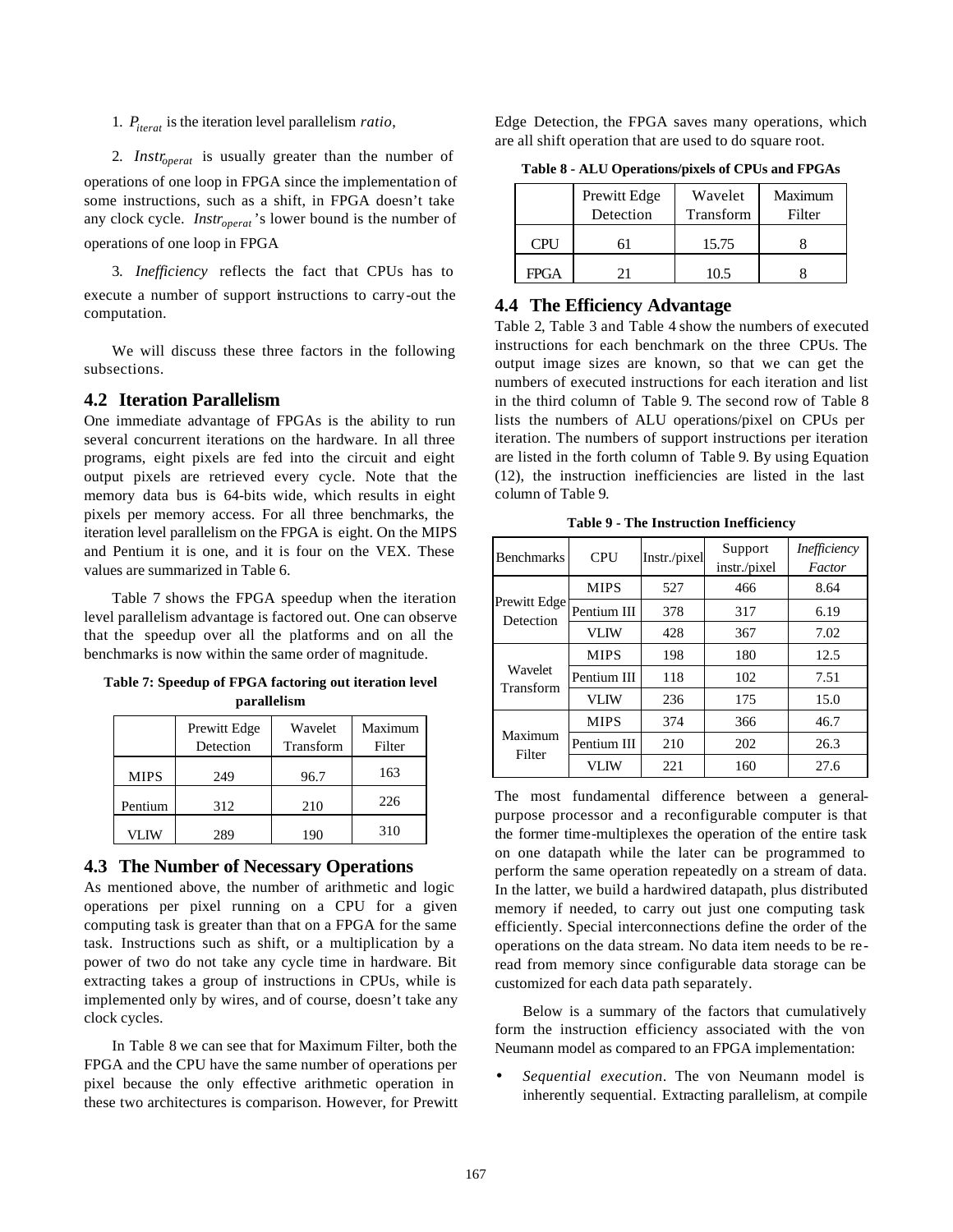1. $P_{iterat}$ is the iteration level parallelism *ratio*,

2. $Instr_{operat}$ is usually greater than the number of operations of one loop in FPGA since the implementation of some instructions, such as a shift, in FPGA doesn't take any clock cycle. $Instr_{operat}$'s lower bound is the number of operations of one loop in FPGA

3. *Inefficiency* reflects the fact that CPUs has to execute a number of support instructions to carry-out the computation.

We will discuss these three factors in the following subsections.

## 4.2 Iteration Parallelism

One immediate advantage of FPGAs is the ability to run several concurrent iterations on the hardware. In all three programs, eight pixels are fed into the circuit and eight output pixels are retrieved every cycle. Note that the memory data bus is 64-bits wide, which results in eight pixels per memory access. For all three benchmarks, the iteration level parallelism on the FPGA is eight. On the MIPS and Pentium it is one, and it is four on the VEX. These values are summarized in Table 6.

Table 7 shows the FPGA speedup when the iteration level parallelism advantage is factored out. One can observe that the speedup over all the platforms and on all the benchmarks is now within the same order of magnitude.

**Table 7: Speedup of FPGA factoring out iteration level parallelism**

| | Prewitt Edge Detection | Wavelet Transform | Maximum Filter |
|---|---|---|---|
| MIPS | 249 | 96.7 | 163 |
| Pentium | 312 | 210 | 226 |
| VLIW | 289 | 190 | 310 |

## 4.3 The Number of Necessary Operations

As mentioned above, the number of arithmetic and logic operations per pixel running on a CPU for a given computing task is greater than that on a FPGA for the same task. Instructions such as shift, or a multiplication by a power of two do not take any cycle time in hardware. Bit extracting takes a group of instructions in CPUs, while is implemented only by wires, and of course, doesn't take any clock cycles.

In Table 8 we can see that for Maximum Filter, both the FPGA and the CPU have the same number of operations per pixel because the only effective arithmetic operation in these two architectures is comparison. However, for Prewitt Edge Detection, the FPGA saves many operations, which are all shift operation that are used to do square root.

**Table 8 - ALU Operations/pixels of CPUs and FPGAs**

| | Prewitt Edge Detection | Wavelet Transform | Maximum Filter |
|---|---|---|---|
| CPU | 61 | 15.75 | 8 |
| FPGA | 21 | 10.5 | 8 |

## 4.4 The Efficiency Advantage

Table 2, Table 3 and Table 4 show the numbers of executed instructions for each benchmark on the three CPUs. The output image sizes are known, so that we can get the numbers of executed instructions for each iteration and list in the third column of Table 9. The second row of Table 8 lists the numbers of ALU operations/pixel on CPUs per iteration. The numbers of support instructions per iteration are listed in the forth column of Table 9. By using Equation (12), the instruction inefficiencies are listed in the last column of Table 9.

**Table 9 - The Instruction Inefficiency**

| Benchmarks | CPU | Instr./pixel | Support instr./pixel | *Inefficiency Factor* |
|---|---|---|---|---|
| Prewitt Edge Detection | MIPS | 527 | 466 | 8.64 |
| | Pentium III | 378 | 317 | 6.19 |
| | VLIW | 428 | 367 | 7.02 |
| Wavelet Transform | MIPS | 198 | 180 | 12.5 |
| | Pentium III | 118 | 102 | 7.51 |
| | VLIW | 236 | 175 | 15.0 |
| Maximum Filter | MIPS | 374 | 366 | 46.7 |
| | Pentium III | 210 | 202 | 26.3 |
| | VLIW | 221 | 160 | 27.6 |

The most fundamental difference between a general-purpose processor and a reconfigurable computer is that the former time-multiplexes the operation of the entire task on one datapath while the later can be programmed to perform the same operation repeatedly on a stream of data. In the latter, we build a hardwired datapath, plus distributed memory if needed, to carry out just one computing task efficiently. Special interconnections define the order of the operations on the data stream. No data item needs to be re-read from memory since configurable data storage can be customized for each data path separately.

Below is a summary of the factors that cumulatively form the instruction efficiency associated with the von Neumann model as compared to an FPGA implementation:

- *Sequential execution*. The von Neumann model is inherently sequential. Extracting parallelism, at compile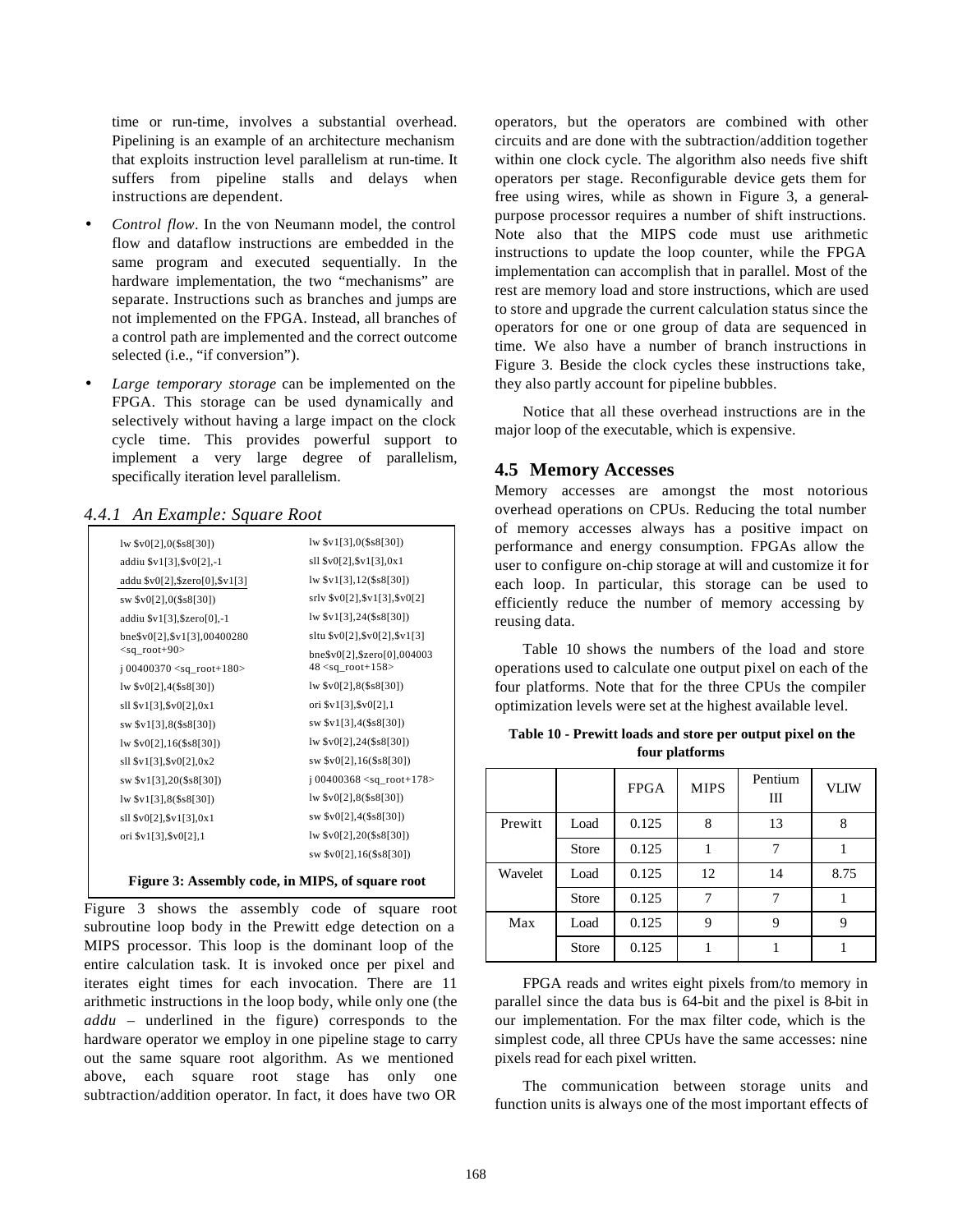time or run-time, involves a substantial overhead. Pipelining is an example of an architecture mechanism that exploits instruction level parallelism at run-time. It suffers from pipeline stalls and delays when instructions are dependent.

- *Control flow*. In the von Neumann model, the control flow and dataflow instructions are embedded in the same program and executed sequentially. In the hardware implementation, the two "mechanisms" are separate. Instructions such as branches and jumps are not implemented on the FPGA. Instead, all branches of a control path are implemented and the correct outcome selected (i.e., "if conversion").
- *Large temporary storage* can be implemented on the FPGA. This storage can be used dynamically and selectively without having a large impact on the clock cycle time. This provides powerful support to implement a very large degree of parallelism, specifically iteration level parallelism.

### *4.4.1 An Example: Square Root*

```
lw $v0[2],0($s8[30])
addiu $v1[3],$v0[2],-1
addu $v0[2],$zero[0],$v1[3]
sw $v0[2],0($s8[30])
addiu $v1[3],$zero[0],-1
bne$v0[2],$v1[3],00400280 <sq_root+90>
j 00400370 <sq_root+180>
lw $v0[2],4($s8[30])
sll $v1[3],$v0[2],0x1
sw $v1[3],8($s8[30])
lw $v0[2],16($s8[30])
sll $v1[3],$v0[2],0x2
sw $v1[3],20($s8[30])
lw $v1[3],8($s8[30])
sll $v0[2],$v1[3],0x1
ori $v1[3],$v0[2],1
lw $v1[3],0($s8[30])
sll $v0[2],$v1[3],0x1
lw $v1[3],12($s8[30])
srlv $v0[2],$v1[3],$v0[2]
lw $v1[3],24($s8[30])
sltu $v0[2],$v0[2],$v1[3]
bne$v0[2],$zero[0],00400348 <sq_root+158>
lw $v0[2],8($s8[30])
ori $v1[3],$v0[2],1
sw $v1[3],4($s8[30])
lw $v0[2],24($s8[30])
sw $v0[2],16($s8[30])
j 00400368 <sq_root+178>
lw $v0[2],8($s8[30])
sw $v0[2],4($s8[30])
lw $v0[2],20($s8[30])
sw $v0[2],16($s8[30])
```

**Figure 3: Assembly code, in MIPS, of square root**

Figure 3 shows the assembly code of square root subroutine loop body in the Prewitt edge detection on a MIPS processor. This loop is the dominant loop of the entire calculation task. It is invoked once per pixel and iterates eight times for each invocation. There are 11 arithmetic instructions in the loop body, while only one (the *addu* – underlined in the figure) corresponds to the hardware operator we employ in one pipeline stage to carry out the same square root algorithm. As we mentioned above, each square root stage has only one subtraction/addition operator. In fact, it does have two OR operators, but the operators are combined with other circuits and are done with the subtraction/addition together within one clock cycle. The algorithm also needs five shift operators per stage. Reconfigurable device gets them for free using wires, while as shown in Figure 3, a general-purpose processor requires a number of shift instructions. Note also that the MIPS code must use arithmetic instructions to update the loop counter, while the FPGA implementation can accomplish that in parallel. Most of the rest are memory load and store instructions, which are used to store and upgrade the current calculation status since the operators for one or one group of data are sequenced in time. We also have a number of branch instructions in Figure 3. Beside the clock cycles these instructions take, they also partly account for pipeline bubbles.

Notice that all these overhead instructions are in the major loop of the executable, which is expensive.

## 4.5 Memory Accesses

Memory accesses are amongst the most notorious overhead operations on CPUs. Reducing the total number of memory accesses always has a positive impact on performance and energy consumption. FPGAs allow the user to configure on-chip storage at will and customize it for each loop. In particular, this storage can be used to efficiently reduce the number of memory accessing by reusing data.

Table 10 shows the numbers of the load and store operations used to calculate one output pixel on each of the four platforms. Note that for the three CPUs the compiler optimization levels were set at the highest available level.

**Table 10 - Prewitt loads and store per output pixel on the four platforms**

| | | FPGA | MIPS | Pentium III | VLIW |
|---|---|---|---|---|---|
| Prewitt | Load | 0.125 | 8 | 13 | 8 |
| | Store | 0.125 | 1 | 7 | 1 |
| Wavelet | Load | 0.125 | 12 | 14 | 8.75 |
| | Store | 0.125 | 7 | 7 | 1 |
| Max | Load | 0.125 | 9 | 9 | 9 |
| | Store | 0.125 | 1 | 1 | 1 |

FPGA reads and writes eight pixels from/to memory in parallel since the data bus is 64-bit and the pixel is 8-bit in our implementation. For the max filter code, which is the simplest code, all three CPUs have the same accesses: nine pixels read for each pixel written.

The communication between storage units and function units is always one of the most important effects of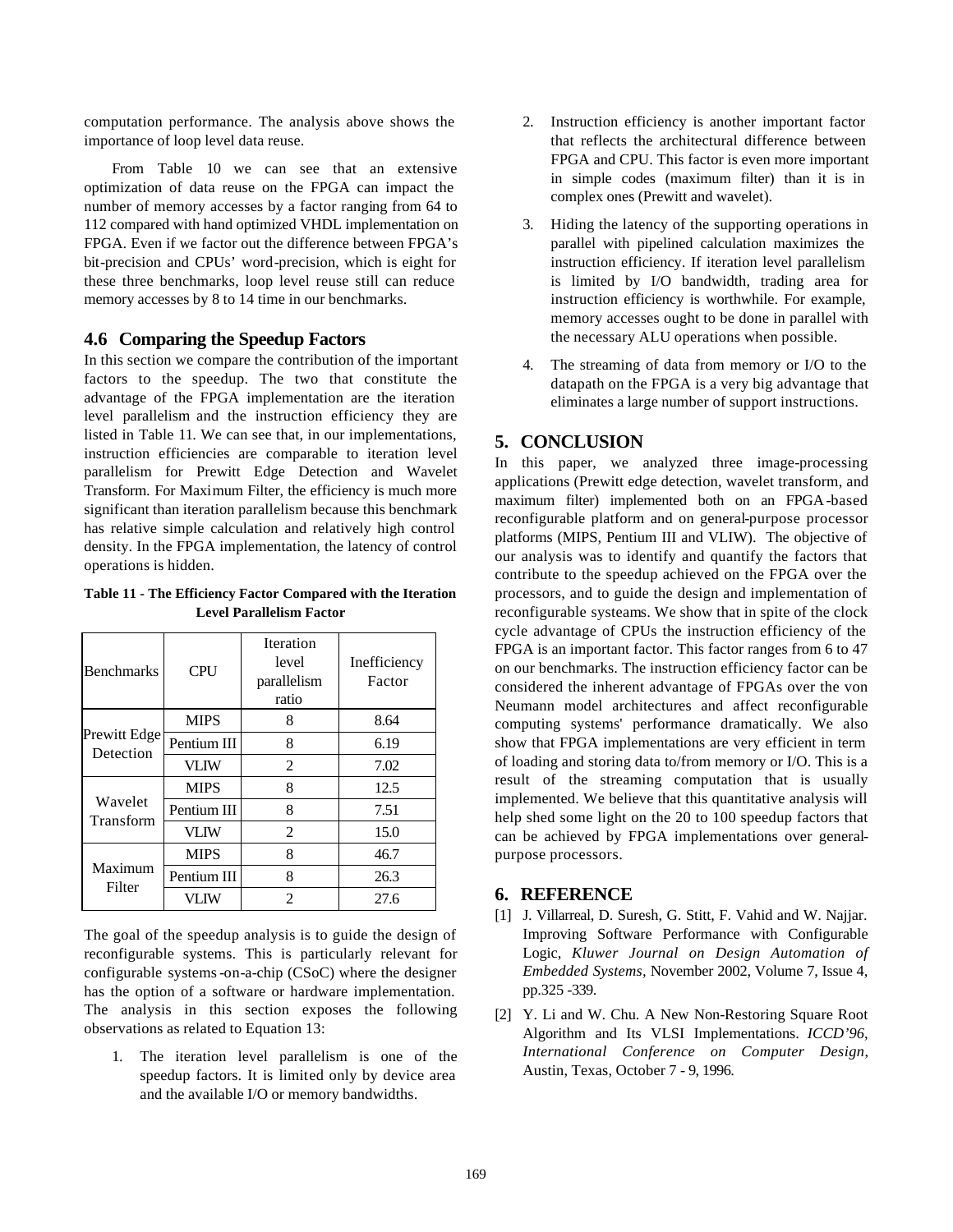computation performance. The analysis above shows the importance of loop level data reuse.

From Table 10 we can see that an extensive optimization of data reuse on the FPGA can impact the number of memory accesses by a factor ranging from 64 to 112 compared with hand optimized VHDL implementation on FPGA. Even if we factor out the difference between FPGA's bit-precision and CPUs' word-precision, which is eight for these three benchmarks, loop level reuse still can reduce memory accesses by 8 to 14 time in our benchmarks.

## 4.6 Comparing the Speedup Factors

In this section we compare the contribution of the important factors to the speedup. The two that constitute the advantage of the FPGA implementation are the iteration level parallelism and the instruction efficiency they are listed in Table 11. We can see that, in our implementations, instruction efficiencies are comparable to iteration level parallelism for Prewitt Edge Detection and Wavelet Transform. For Maximum Filter, the efficiency is much more significant than iteration parallelism because this benchmark has relative simple calculation and relatively high control density. In the FPGA implementation, the latency of control operations is hidden.

**Table 11 - The Efficiency Factor Compared with the Iteration Level Parallelism Factor**

| Benchmarks | CPU | Iteration level parallelism ratio | Inefficiency Factor |
|---|---|---|---|
| Prewitt Edge Detection | MIPS | 8 | 8.64 |
| | Pentium III | 8 | 6.19 |
| | VLIW | 2 | 7.02 |
| Wavelet Transform | MIPS | 8 | 12.5 |
| | Pentium III | 8 | 7.51 |
| | VLIW | 2 | 15.0 |
| Maximum Filter | MIPS | 8 | 46.7 |
| | Pentium III | 8 | 26.3 |
| | VLIW | 2 | 27.6 |

The goal of the speedup analysis is to guide the design of reconfigurable systems. This is particularly relevant for configurable systems-on-a-chip (CSoC) where the designer has the option of a software or hardware implementation. The analysis in this section exposes the following observations as related to Equation 13:

1. The iteration level parallelism is one of the speedup factors. It is limited only by device area and the available I/O or memory bandwidths.
2. Instruction efficiency is another important factor that reflects the architectural difference between FPGA and CPU. This factor is even more important in simple codes (maximum filter) than it is in complex ones (Prewitt and wavelet).
3. Hiding the latency of the supporting operations in parallel with pipelined calculation maximizes the instruction efficiency. If iteration level parallelism is limited by I/O bandwidth, trading area for instruction efficiency is worthwhile. For example, memory accesses ought to be done in parallel with the necessary ALU operations when possible.
4. The streaming of data from memory or I/O to the datapath on the FPGA is a very big advantage that eliminates a large number of support instructions.

# 5. CONCLUSION

In this paper, we analyzed three image-processing applications (Prewitt edge detection, wavelet transform, and maximum filter) implemented both on an FPGA-based reconfigurable platform and on general-purpose processor platforms (MIPS, Pentium III and VLIW). The objective of our analysis was to identify and quantify the factors that contribute to the speedup achieved on the FPGA over the processors, and to guide the design and implementation of reconfigurable systeams. We show that in spite of the clock cycle advantage of CPUs the instruction efficiency of the FPGA is an important factor. This factor ranges from 6 to 47 on our benchmarks. The instruction efficiency factor can be considered the inherent advantage of FPGAs over the von Neumann model architectures and affect reconfigurable computing systems' performance dramatically. We also show that FPGA implementations are very efficient in term of loading and storing data to/from memory or I/O. This is a result of the streaming computation that is usually implemented. We believe that this quantitative analysis will help shed some light on the 20 to 100 speedup factors that can be achieved by FPGA implementations over general-purpose processors.

# 6. REFERENCE

[1] J. Villarreal, D. Suresh, G. Stitt, F. Vahid and W. Najjar. Improving Software Performance with Configurable Logic, *Kluwer Journal on Design Automation of Embedded Systems*, November 2002, Volume 7, Issue 4, pp.325-339.

[2] Y. Li and W. Chu. A New Non-Restoring Square Root Algorithm and Its VLSI Implementations. *ICCD'96, International Conference on Computer Design*, Austin, Texas, October 7 - 9, 1996.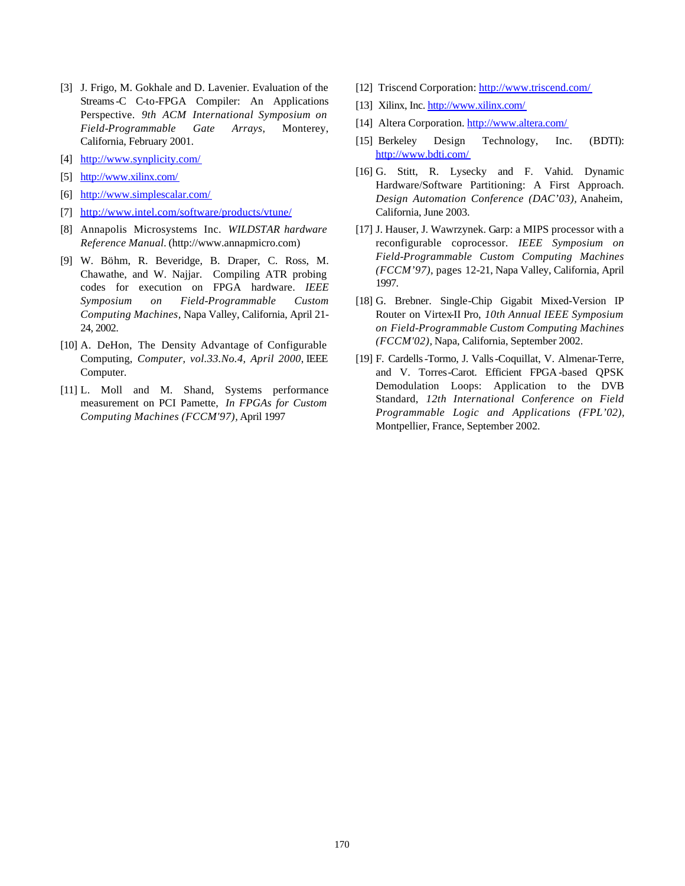[3] J. Frigo, M. Gokhale and D. Lavenier. Evaluation of the Streams-C C-to-FPGA Compiler: An Applications Perspective. *9th ACM International Symposium on Field-Programmable Gate Arrays*, Monterey, California, February 2001.

[4] http://www.synplicity.com/

[5] http://www.xilinx.com/

[6] http://www.simplescalar.com/

[7] http://www.intel.com/software/products/vtune/

[8] Annapolis Microsystems Inc. *WILDSTAR hardware Reference Manual.* (http://www.annapmicro.com)

[9] W. Böhm, R. Beveridge, B. Draper, C. Ross, M. Chawathe, and W. Najjar. Compiling ATR probing codes for execution on FPGA hardware. *IEEE Symposium on Field-Programmable Custom Computing Machines*, Napa Valley, California, April 21-24, 2002.

[10] A. DeHon, The Density Advantage of Configurable Computing, *Computer, vol.33.No.4, April 2000*, IEEE Computer.

[11] L. Moll and M. Shand, Systems performance measurement on PCI Pamette, *In FPGAs for Custom Computing Machines (FCCM'97)*, April 1997

[12] Triscend Corporation: http://www.triscend.com/

[13] Xilinx, Inc. http://www.xilinx.com/

[14] Altera Corporation. http://www.altera.com/

[15] Berkeley Design Technology, Inc. (BDTI): http://www.bdti.com/

[16] G. Stitt, R. Lysecky and F. Vahid. Dynamic Hardware/Software Partitioning: A First Approach. *Design Automation Conference (DAC'03)*, Anaheim, California, June 2003.

[17] J. Hauser, J. Wawrzynek. Garp: a MIPS processor with a reconfigurable coprocessor. *IEEE Symposium on Field-Programmable Custom Computing Machines (FCCM'97)*, pages 12-21, Napa Valley, California, April 1997.

[18] G. Brebner. Single-Chip Gigabit Mixed-Version IP Router on Virtex-II Pro, *10th Annual IEEE Symposium on Field-Programmable Custom Computing Machines (FCCM'02)*, Napa, California, September 2002.

[19] F. Cardells-Tormo, J. Valls-Coquillat, V. Almenar-Terre, and V. Torres-Carot. Efficient FPGA-based QPSK Demodulation Loops: Application to the DVB Standard, *12th International Conference on Field Programmable Logic and Applications (FPL'02)*, Montpellier, France, September 2002.